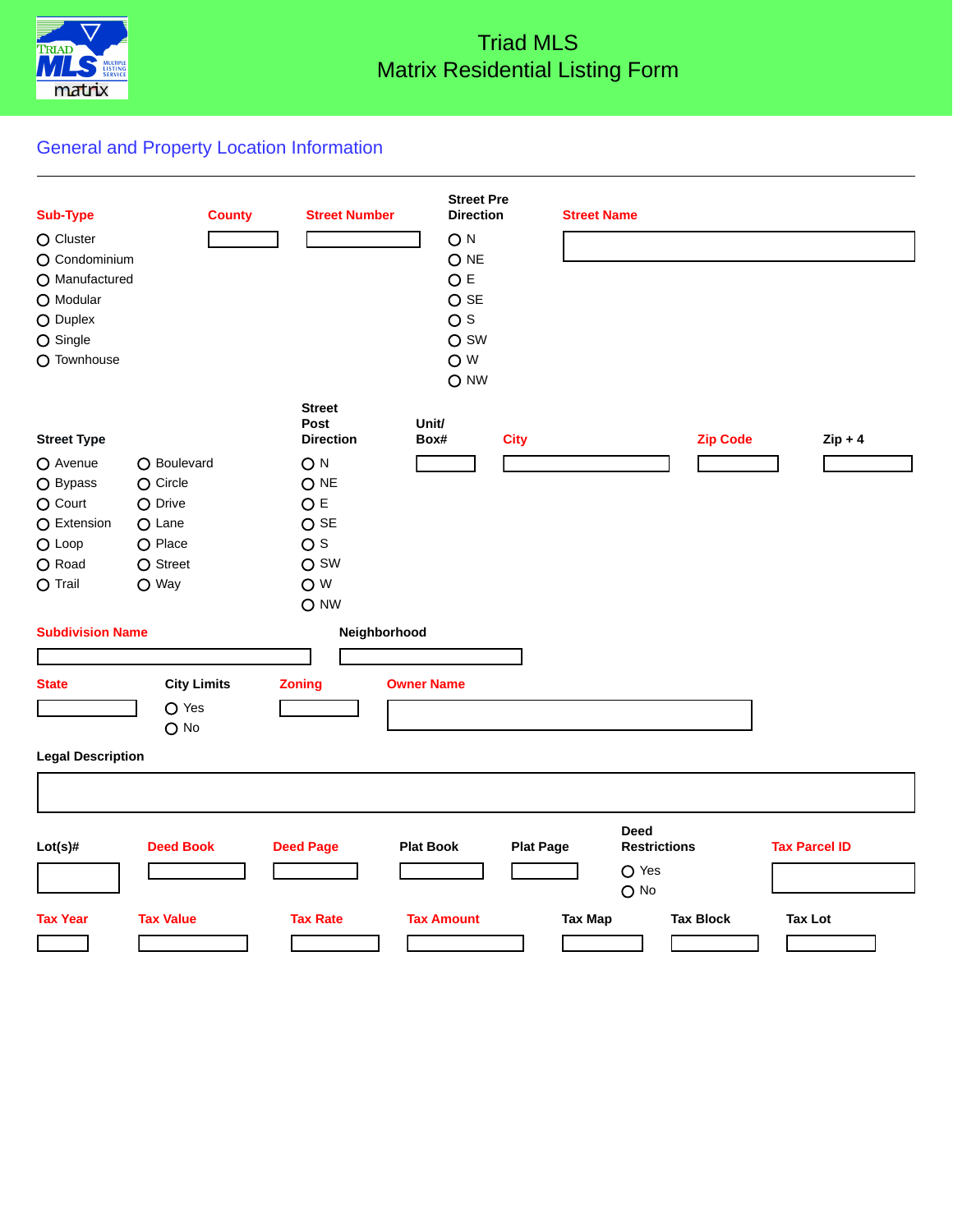# Triad MLS
## Matrix Residential Listing Form

## General and Property Location Information

**Sub-Type**
- ○ Cluster
- ○ Condominium
- ○ Manufactured
- ○ Modular
- ○ Duplex
- ○ Single
- ○ Townhouse

**County** ______

**Street Number** ______

**Street Pre Direction**
- ○ N
- ○ NE
- ○ E
- ○ SE
- ○ S
- ○ SW
- ○ W
- ○ NW

**Street Name** ______

**Street Type**
- ○ Avenue
- ○ Boulevard
- ○ Bypass
- ○ Circle
- ○ Court
- ○ Drive
- ○ Extension
- ○ Lane
- ○ Loop
- ○ Place
- ○ Road
- ○ Street
- ○ Trail
- ○ Way

**Street Post Direction**
- ○ N
- ○ NE
- ○ E
- ○ SE
- ○ S
- ○ SW
- ○ W
- ○ NW

**Unit/ Box#** ______

**City** ______

**Zip Code** ______

**Zip + 4** ______

**Subdivision Name** ______

**Neighborhood** ______

**State** ______

**City Limits**
- ○ Yes
- ○ No

**Zoning** ______

**Owner Name** ______

**Legal Description** ______

**Lot(s)#** ______

**Deed Book** ______

**Deed Page** ______

**Plat Book** ______

**Plat Page** ______

**Deed Restrictions**
- ○ Yes
- ○ No

**Tax Parcel ID** ______

**Tax Year** ______

**Tax Value** ______

**Tax Rate** ______

**Tax Amount** ______

**Tax Map** ______

**Tax Block** ______

**Tax Lot** ______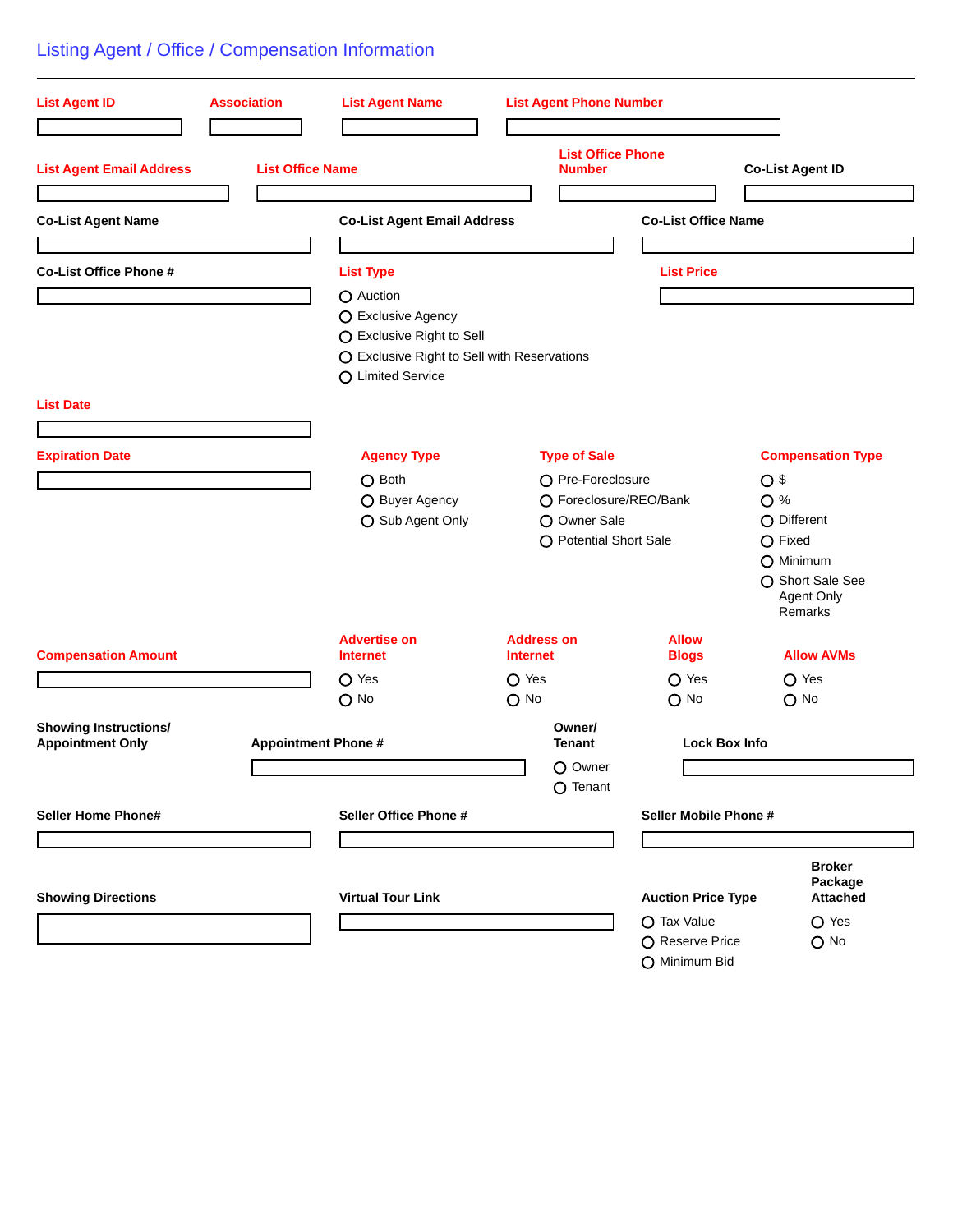## Listing Agent / Office / Compensation Information

**List Agent ID**

**Association**

**List Agent Name**

**List Agent Phone Number**

**List Agent Email Address**

**List Office Name**

**List Office Phone Number**

**Co-List Agent ID**

**Co-List Agent Name**

**Co-List Agent Email Address**

**Co-List Office Name**

**Co-List Office Phone #**

**List Type**

- ○ Auction
- ○ Exclusive Agency
- ○ Exclusive Right to Sell
- ○ Exclusive Right to Sell with Reservations
- ○ Limited Service

**List Price**

**List Date**

**Expiration Date**

**Agency Type**

- ○ Both
- ○ Buyer Agency
- ○ Sub Agent Only

**Type of Sale**

- ○ Pre-Foreclosure
- ○ Foreclosure/REO/Bank
- ○ Owner Sale
- ○ Potential Short Sale

**Compensation Type**

- ○ $
- ○ %
- ○ Different
- ○ Fixed
- ○ Minimum
- ○ Short Sale See Agent Only Remarks

**Compensation Amount**

**Advertise on Internet**

- ○ Yes
- ○ No

**Address on Internet**

- ○ Yes
- ○ No

**Allow Blogs**

- ○ Yes
- ○ No

**Allow AVMs**

- ○ Yes
- ○ No

**Showing Instructions/ Appointment Only**

**Appointment Phone #**

**Owner/ Tenant**

- ○ Owner
- ○ Tenant

**Lock Box Info**

**Seller Home Phone#**

**Seller Office Phone #**

**Seller Mobile Phone #**

**Showing Directions**

**Virtual Tour Link**

**Auction Price Type**

- ○ Tax Value
- ○ Reserve Price
- ○ Minimum Bid

**Broker Package Attached**

- ○ Yes
- ○ No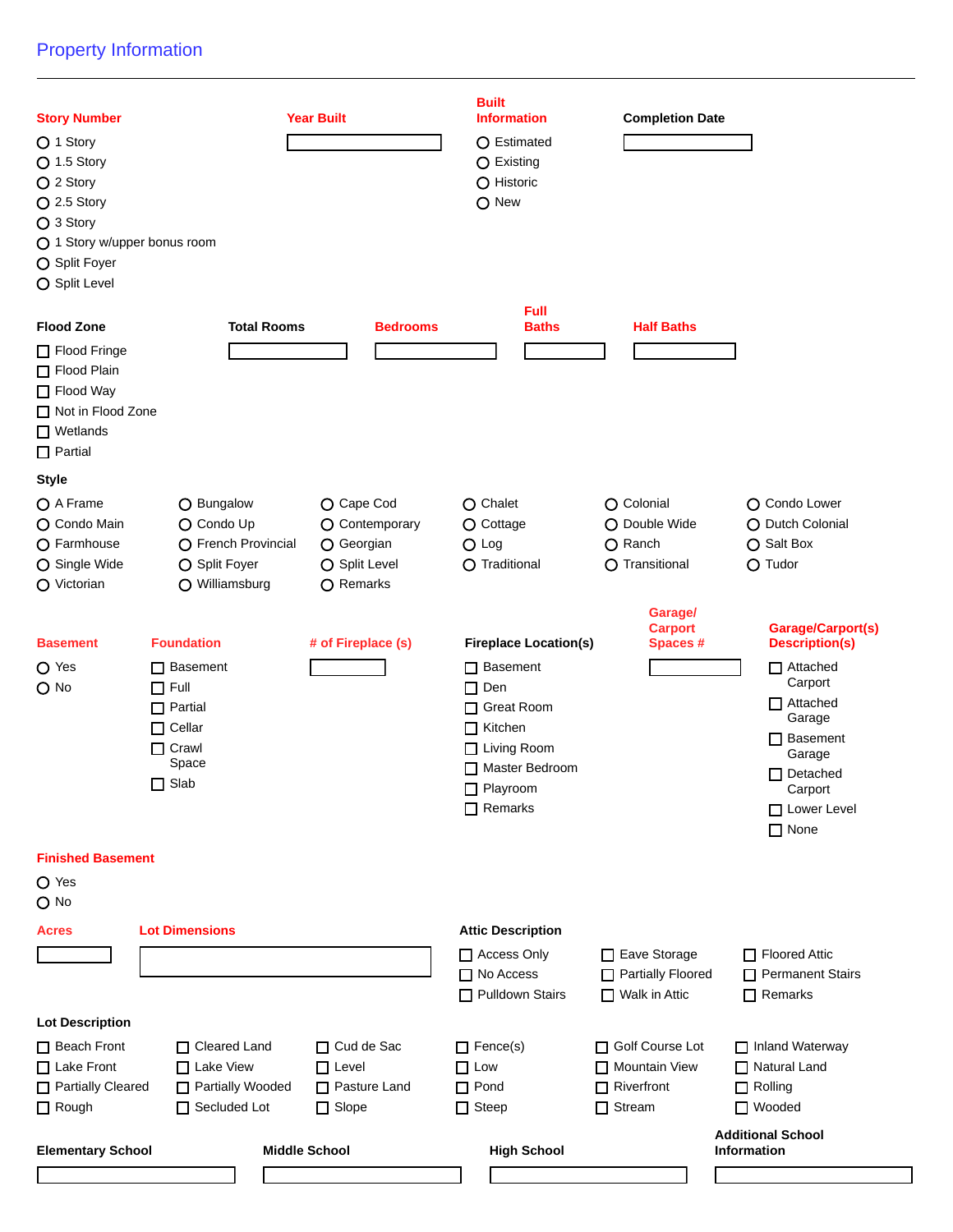## Property Information

---

**Story Number**

- ○ 1 Story
- ○ 1.5 Story
- ○ 2 Story
- ○ 2.5 Story
- ○ 3 Story
- ○ 1 Story w/upper bonus room
- ○ Split Foyer
- ○ Split Level

**Year Built**

[ ]

**Built Information**

- ○ Estimated
- ○ Existing
- ○ Historic
- ○ New

**Completion Date**

[ ]

**Flood Zone**

- ☐ Flood Fringe
- ☐ Flood Plain
- ☐ Flood Way
- ☐ Not in Flood Zone
- ☐ Wetlands
- ☐ Partial

**Total Rooms**

[ ]

**Bedrooms**

[ ]

**Full Baths**

[ ]

**Half Baths**

[ ]

**Style**

| | | | | | |
|---|---|---|---|---|---|
| ○ A Frame | ○ Bungalow | ○ Cape Cod | ○ Chalet | ○ Colonial | ○ Condo Lower |
| ○ Condo Main | ○ Condo Up | ○ Contemporary | ○ Cottage | ○ Double Wide | ○ Dutch Colonial |
| ○ Farmhouse | ○ French Provincial | ○ Georgian | ○ Log | ○ Ranch | ○ Salt Box |
| ○ Single Wide | ○ Split Foyer | ○ Split Level | ○ Traditional | ○ Transitional | ○ Tudor |
| ○ Victorian | ○ Williamsburg | ○ Remarks | | | |

**Basement**

- ○ Yes
- ○ No

**Foundation**

- ☐ Basement
- ☐ Full
- ☐ Partial
- ☐ Cellar
- ☐ Crawl Space
- ☐ Slab

**# of Fireplace (s)**

[ ]

**Fireplace Location(s)**

- ☐ Basement
- ☐ Den
- ☐ Great Room
- ☐ Kitchen
- ☐ Living Room
- ☐ Master Bedroom
- ☐ Playroom
- ☐ Remarks

**Garage/ Carport Spaces #**

[ ]

**Garage/Carport(s) Description(s)**

- ☐ Attached Carport
- ☐ Attached Garage
- ☐ Basement Garage
- ☐ Detached Carport
- ☐ Lower Level
- ☐ None

**Finished Basement**

- ○ Yes
- ○ No

**Acres**

[ ]

**Lot Dimensions**

[ ]

**Attic Description**

| | | |
|---|---|---|
| ☐ Access Only | ☐ Eave Storage | ☐ Floored Attic |
| ☐ No Access | ☐ Partially Floored | ☐ Permanent Stairs |
| ☐ Pulldown Stairs | ☐ Walk in Attic | ☐ Remarks |

**Lot Description**

| | | | | | |
|---|---|---|---|---|---|
| ☐ Beach Front | ☐ Cleared Land | ☐ Cud de Sac | ☐ Fence(s) | ☐ Golf Course Lot | ☐ Inland Waterway |
| ☐ Lake Front | ☐ Lake View | ☐ Level | ☐ Low | ☐ Mountain View | ☐ Natural Land |
| ☐ Partially Cleared | ☐ Partially Wooded | ☐ Pasture Land | ☐ Pond | ☐ Riverfront | ☐ Rolling |
| ☐ Rough | ☐ Secluded Lot | ☐ Slope | ☐ Steep | ☐ Stream | ☐ Wooded |

**Elementary School**

[ ]

**Middle School**

[ ]

**High School**

[ ]

**Additional School Information**

[ ]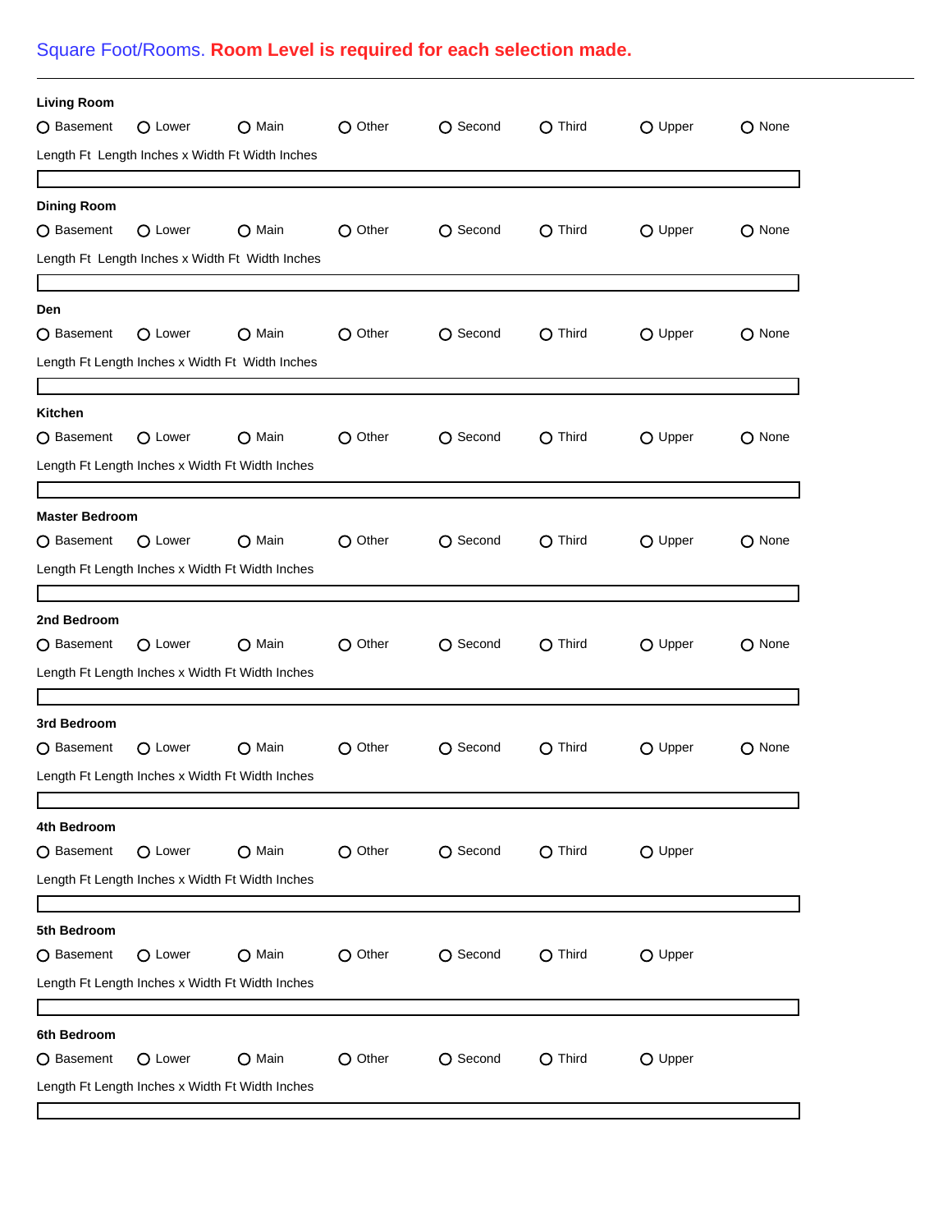Square Foot/Rooms. **Room Level is required for each selection made.**

---

**Living Room**

○ Basement ○ Lower ○ Main ○ Other ○ Second ○ Third ○ Upper ○ None

Length Ft  Length Inches x Width Ft Width Inches

**Dining Room**

○ Basement ○ Lower ○ Main ○ Other ○ Second ○ Third ○ Upper ○ None

Length Ft  Length Inches x Width Ft  Width Inches

**Den**

○ Basement ○ Lower ○ Main ○ Other ○ Second ○ Third ○ Upper ○ None

Length Ft Length Inches x Width Ft  Width Inches

**Kitchen**

○ Basement ○ Lower ○ Main ○ Other ○ Second ○ Third ○ Upper ○ None

Length Ft Length Inches x Width Ft Width Inches

**Master Bedroom**

○ Basement ○ Lower ○ Main ○ Other ○ Second ○ Third ○ Upper ○ None

Length Ft Length Inches x Width Ft Width Inches

**2nd Bedroom**

○ Basement ○ Lower ○ Main ○ Other ○ Second ○ Third ○ Upper ○ None

Length Ft Length Inches x Width Ft Width Inches

**3rd Bedroom**

○ Basement ○ Lower ○ Main ○ Other ○ Second ○ Third ○ Upper ○ None

Length Ft Length Inches x Width Ft Width Inches

**4th Bedroom**

○ Basement ○ Lower ○ Main ○ Other ○ Second ○ Third ○ Upper

Length Ft Length Inches x Width Ft Width Inches

**5th Bedroom**

○ Basement ○ Lower ○ Main ○ Other ○ Second ○ Third ○ Upper

Length Ft Length Inches x Width Ft Width Inches

**6th Bedroom**

○ Basement ○ Lower ○ Main ○ Other ○ Second ○ Third ○ Upper

Length Ft Length Inches x Width Ft Width Inches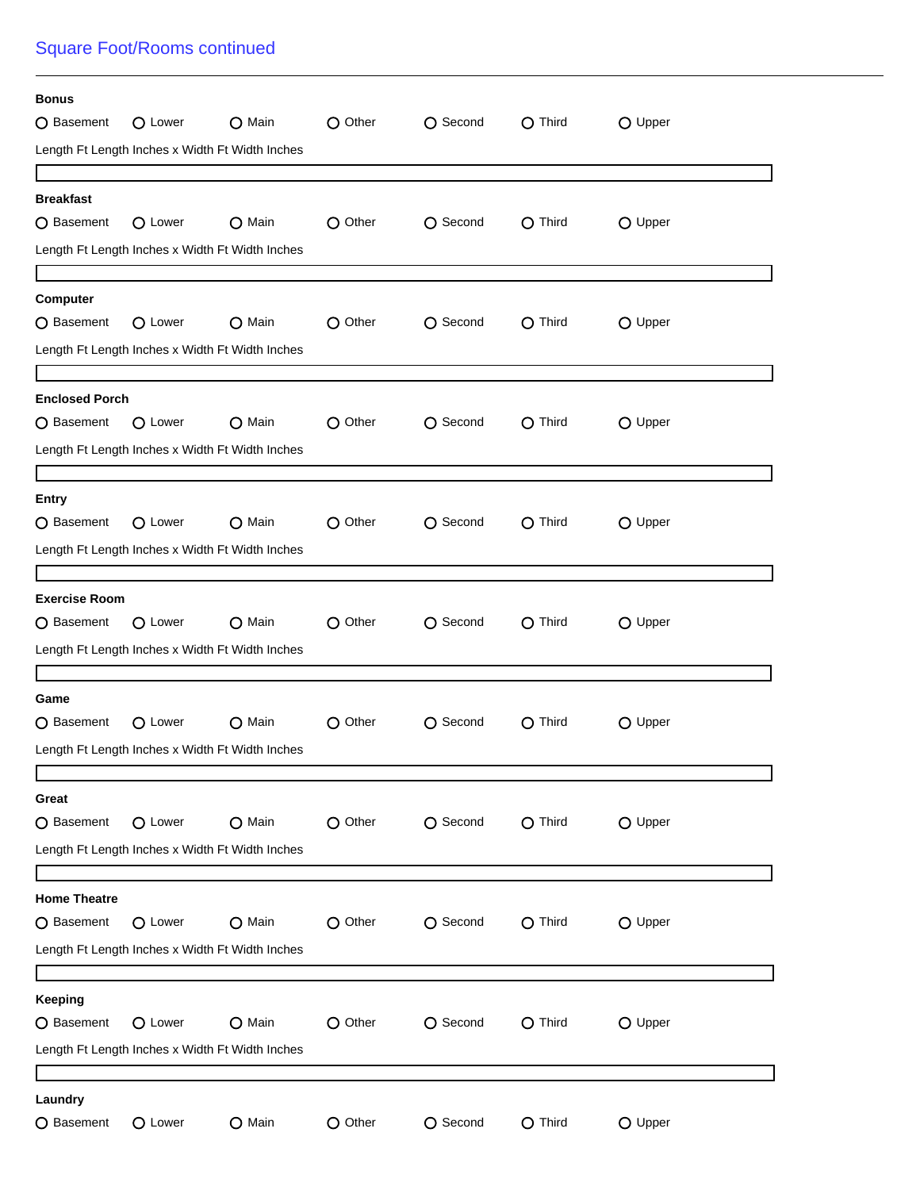## Square Foot/Rooms continued

---

**Bonus**

○ Basement ○ Lower ○ Main ○ Other ○ Second ○ Third ○ Upper

Length Ft Length Inches x Width Ft Width Inches

**Breakfast**

○ Basement ○ Lower ○ Main ○ Other ○ Second ○ Third ○ Upper

Length Ft Length Inches x Width Ft Width Inches

**Computer**

○ Basement ○ Lower ○ Main ○ Other ○ Second ○ Third ○ Upper

Length Ft Length Inches x Width Ft Width Inches

**Enclosed Porch**

○ Basement ○ Lower ○ Main ○ Other ○ Second ○ Third ○ Upper

Length Ft Length Inches x Width Ft Width Inches

**Entry**

○ Basement ○ Lower ○ Main ○ Other ○ Second ○ Third ○ Upper

Length Ft Length Inches x Width Ft Width Inches

**Exercise Room**

○ Basement ○ Lower ○ Main ○ Other ○ Second ○ Third ○ Upper

Length Ft Length Inches x Width Ft Width Inches

**Game**

○ Basement ○ Lower ○ Main ○ Other ○ Second ○ Third ○ Upper

Length Ft Length Inches x Width Ft Width Inches

**Great**

○ Basement ○ Lower ○ Main ○ Other ○ Second ○ Third ○ Upper

Length Ft Length Inches x Width Ft Width Inches

**Home Theatre**

○ Basement ○ Lower ○ Main ○ Other ○ Second ○ Third ○ Upper

Length Ft Length Inches x Width Ft Width Inches

**Keeping**

○ Basement ○ Lower ○ Main ○ Other ○ Second ○ Third ○ Upper

Length Ft Length Inches x Width Ft Width Inches

**Laundry**

○ Basement ○ Lower ○ Main ○ Other ○ Second ○ Third ○ Upper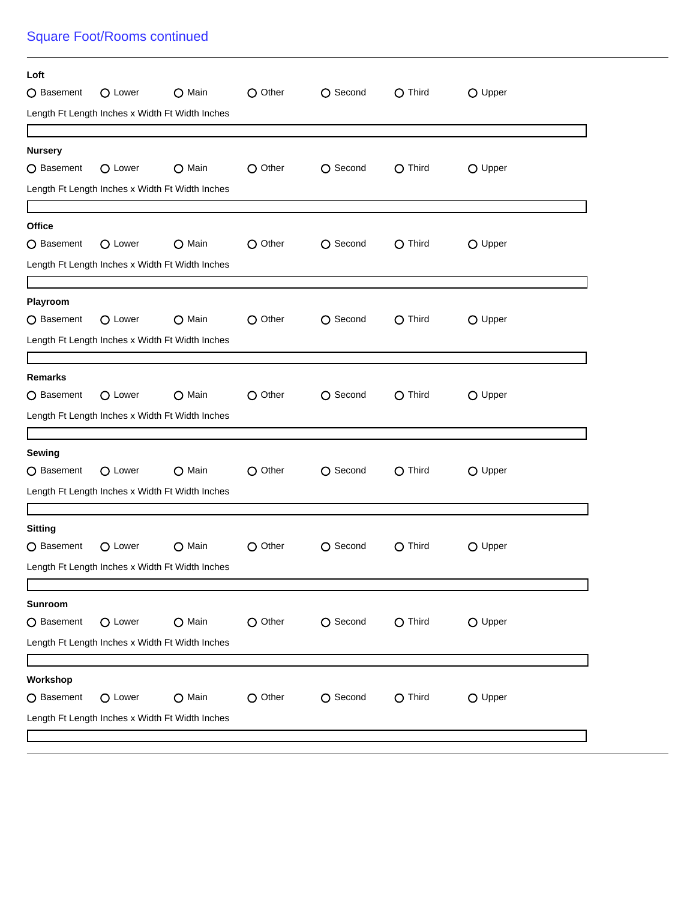## Square Foot/Rooms continued

---

**Loft**

○ Basement ○ Lower ○ Main ○ Other ○ Second ○ Third ○ Upper

Length Ft Length Inches x Width Ft Width Inches

**Nursery**

○ Basement ○ Lower ○ Main ○ Other ○ Second ○ Third ○ Upper

Length Ft Length Inches x Width Ft Width Inches

**Office**

○ Basement ○ Lower ○ Main ○ Other ○ Second ○ Third ○ Upper

Length Ft Length Inches x Width Ft Width Inches

**Playroom**

○ Basement ○ Lower ○ Main ○ Other ○ Second ○ Third ○ Upper

Length Ft Length Inches x Width Ft Width Inches

**Remarks**

○ Basement ○ Lower ○ Main ○ Other ○ Second ○ Third ○ Upper

Length Ft Length Inches x Width Ft Width Inches

**Sewing**

○ Basement ○ Lower ○ Main ○ Other ○ Second ○ Third ○ Upper

Length Ft Length Inches x Width Ft Width Inches

**Sitting**

○ Basement ○ Lower ○ Main ○ Other ○ Second ○ Third ○ Upper

Length Ft Length Inches x Width Ft Width Inches

**Sunroom**

○ Basement ○ Lower ○ Main ○ Other ○ Second ○ Third ○ Upper

Length Ft Length Inches x Width Ft Width Inches

**Workshop**

○ Basement ○ Lower ○ Main ○ Other ○ Second ○ Third ○ Upper

Length Ft Length Inches x Width Ft Width Inches

---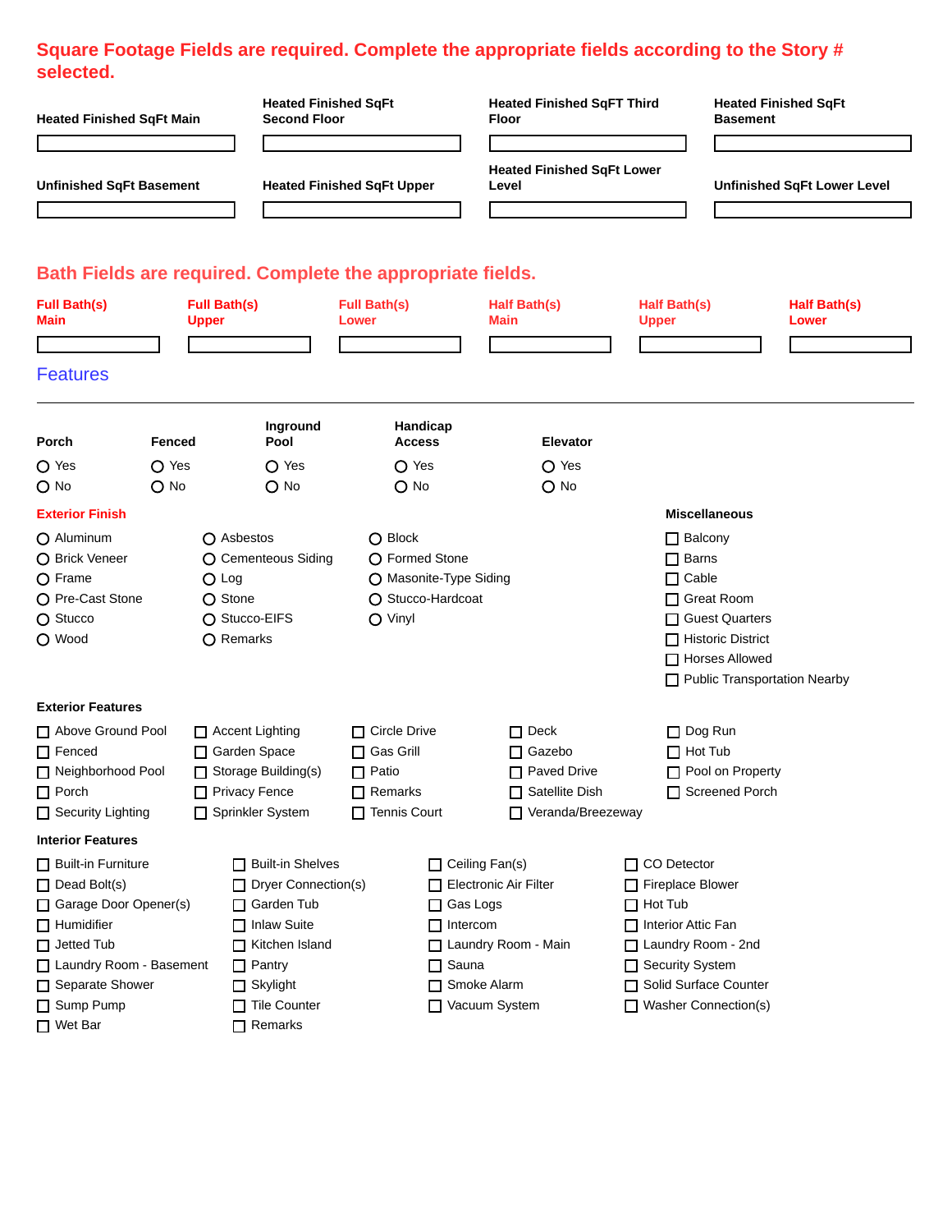**Square Footage Fields are required. Complete the appropriate fields according to the Story # selected.**

| Heated Finished SqFt Main | Heated Finished SqFt Second Floor | Heated Finished SqFT Third Floor | Heated Finished SqFt Basement |
|---|---|---|---|
| | | | |

| Unfinished SqFt Basement | Heated Finished SqFt Upper | Heated Finished SqFt Lower Level | Unfinished SqFt Lower Level |
|---|---|---|---|
| | | | |

**Bath Fields are required. Complete the appropriate fields.**

| Full Bath(s) Main | Full Bath(s) Upper | Full Bath(s) Lower | Half Bath(s) Main | Half Bath(s) Upper | Half Bath(s) Lower |
|---|---|---|---|---|---|
| | | | | | |

## Features

---

**Porch**
- ○ Yes
- ○ No

**Fenced**
- ○ Yes
- ○ No

**Inground Pool**
- ○ Yes
- ○ No

**Handicap Access**
- ○ Yes
- ○ No

**Elevator**
- ○ Yes
- ○ No

**Exterior Finish**

- ○ Aluminum
- ○ Brick Veneer
- ○ Frame
- ○ Pre-Cast Stone
- ○ Stucco
- ○ Wood
- ○ Asbestos
- ○ Cementeous Siding
- ○ Log
- ○ Stone
- ○ Stucco-EIFS
- ○ Remarks
- ○ Block
- ○ Formed Stone
- ○ Masonite-Type Siding
- ○ Stucco-Hardcoat
- ○ Vinyl

**Miscellaneous**

- ☐ Balcony
- ☐ Barns
- ☐ Cable
- ☐ Great Room
- ☐ Guest Quarters
- ☐ Historic District
- ☐ Horses Allowed
- ☐ Public Transportation Nearby

**Exterior Features**

- ☐ Above Ground Pool
- ☐ Fenced
- ☐ Neighborhood Pool
- ☐ Porch
- ☐ Security Lighting
- ☐ Accent Lighting
- ☐ Garden Space
- ☐ Storage Building(s)
- ☐ Privacy Fence
- ☐ Sprinkler System
- ☐ Circle Drive
- ☐ Gas Grill
- ☐ Patio
- ☐ Remarks
- ☐ Tennis Court
- ☐ Deck
- ☐ Gazebo
- ☐ Paved Drive
- ☐ Satellite Dish
- ☐ Veranda/Breezeway
- ☐ Dog Run
- ☐ Hot Tub
- ☐ Pool on Property
- ☐ Screened Porch

**Interior Features**

- ☐ Built-in Furniture
- ☐ Dead Bolt(s)
- ☐ Garage Door Opener(s)
- ☐ Humidifier
- ☐ Jetted Tub
- ☐ Laundry Room - Basement
- ☐ Separate Shower
- ☐ Sump Pump
- ☐ Wet Bar
- ☐ Built-in Shelves
- ☐ Dryer Connection(s)
- ☐ Garden Tub
- ☐ Inlaw Suite
- ☐ Kitchen Island
- ☐ Pantry
- ☐ Skylight
- ☐ Tile Counter
- ☐ Remarks
- ☐ Ceiling Fan(s)
- ☐ Electronic Air Filter
- ☐ Gas Logs
- ☐ Intercom
- ☐ Laundry Room - Main
- ☐ Sauna
- ☐ Smoke Alarm
- ☐ Vacuum System
- ☐ CO Detector
- ☐ Fireplace Blower
- ☐ Hot Tub
- ☐ Interior Attic Fan
- ☐ Laundry Room - 2nd
- ☐ Security System
- ☐ Solid Surface Counter
- ☐ Washer Connection(s)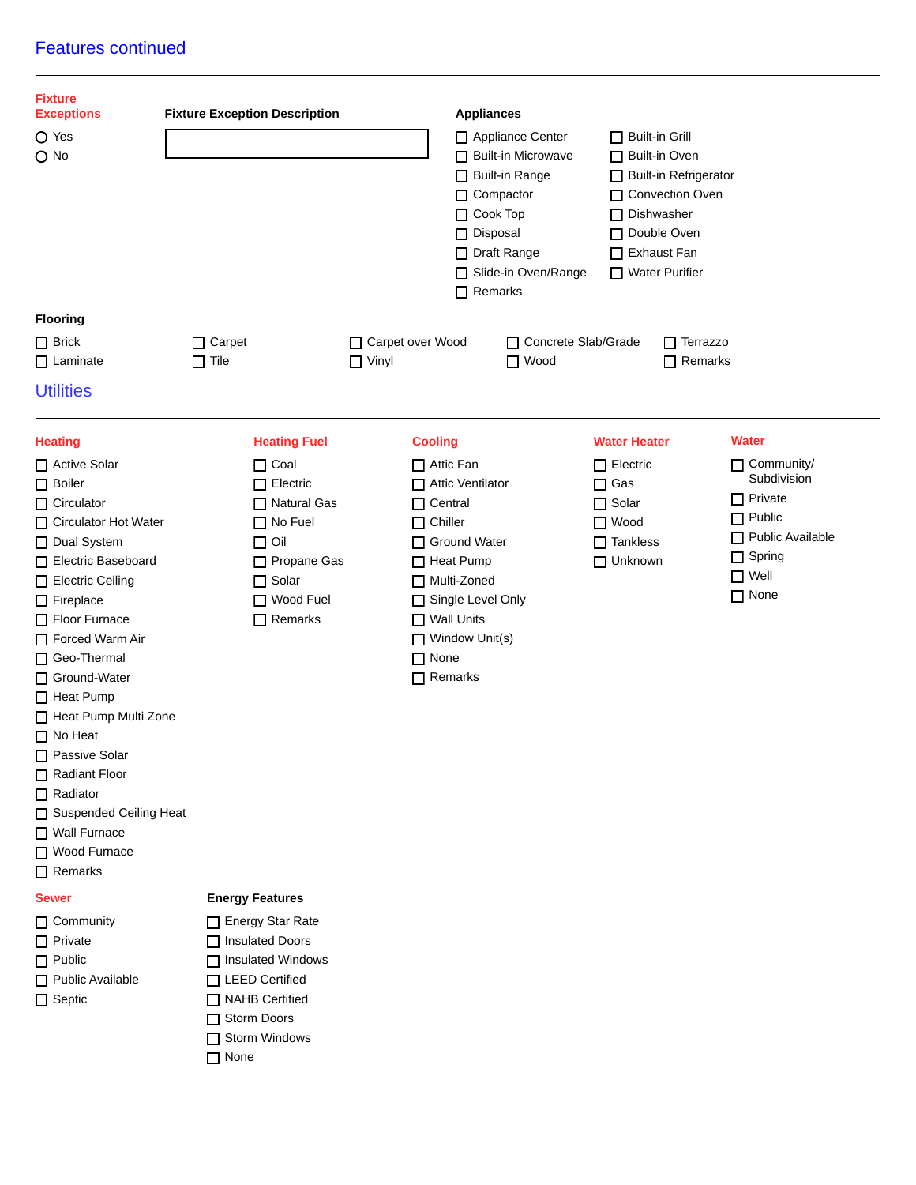## Features continued

**Fixture Exceptions**

- ○ Yes
- ○ No

**Fixture Exception Description**

[ ]

**Appliances**

- ☐ Appliance Center
- ☐ Built-in Grill
- ☐ Built-in Microwave
- ☐ Built-in Oven
- ☐ Built-in Range
- ☐ Built-in Refrigerator
- ☐ Compactor
- ☐ Convection Oven
- ☐ Cook Top
- ☐ Dishwasher
- ☐ Disposal
- ☐ Double Oven
- ☐ Draft Range
- ☐ Exhaust Fan
- ☐ Slide-in Oven/Range
- ☐ Water Purifier
- ☐ Remarks

**Flooring**

- ☐ Brick
- ☐ Carpet
- ☐ Carpet over Wood
- ☐ Concrete Slab/Grade
- ☐ Terrazzo
- ☐ Laminate
- ☐ Tile
- ☐ Vinyl
- ☐ Wood
- ☐ Remarks

## Utilities

**Heating**

- ☐ Active Solar
- ☐ Boiler
- ☐ Circulator
- ☐ Circulator Hot Water
- ☐ Dual System
- ☐ Electric Baseboard
- ☐ Electric Ceiling
- ☐ Fireplace
- ☐ Floor Furnace
- ☐ Forced Warm Air
- ☐ Geo-Thermal
- ☐ Ground-Water
- ☐ Heat Pump
- ☐ Heat Pump Multi Zone
- ☐ No Heat
- ☐ Passive Solar
- ☐ Radiant Floor
- ☐ Radiator
- ☐ Suspended Ceiling Heat
- ☐ Wall Furnace
- ☐ Wood Furnace
- ☐ Remarks

**Heating Fuel**

- ☐ Coal
- ☐ Electric
- ☐ Natural Gas
- ☐ No Fuel
- ☐ Oil
- ☐ Propane Gas
- ☐ Solar
- ☐ Wood Fuel
- ☐ Remarks

**Cooling**

- ☐ Attic Fan
- ☐ Attic Ventilator
- ☐ Central
- ☐ Chiller
- ☐ Ground Water
- ☐ Heat Pump
- ☐ Multi-Zoned
- ☐ Single Level Only
- ☐ Wall Units
- ☐ Window Unit(s)
- ☐ None
- ☐ Remarks

**Water Heater**

- ☐ Electric
- ☐ Gas
- ☐ Solar
- ☐ Wood
- ☐ Tankless
- ☐ Unknown

**Water**

- ☐ Community/ Subdivision
- ☐ Private
- ☐ Public
- ☐ Public Available
- ☐ Spring
- ☐ Well
- ☐ None

**Sewer**

- ☐ Community
- ☐ Private
- ☐ Public
- ☐ Public Available
- ☐ Septic

**Energy Features**

- ☐ Energy Star Rate
- ☐ Insulated Doors
- ☐ Insulated Windows
- ☐ LEED Certified
- ☐ NAHB Certified
- ☐ Storm Doors
- ☐ Storm Windows
- ☐ None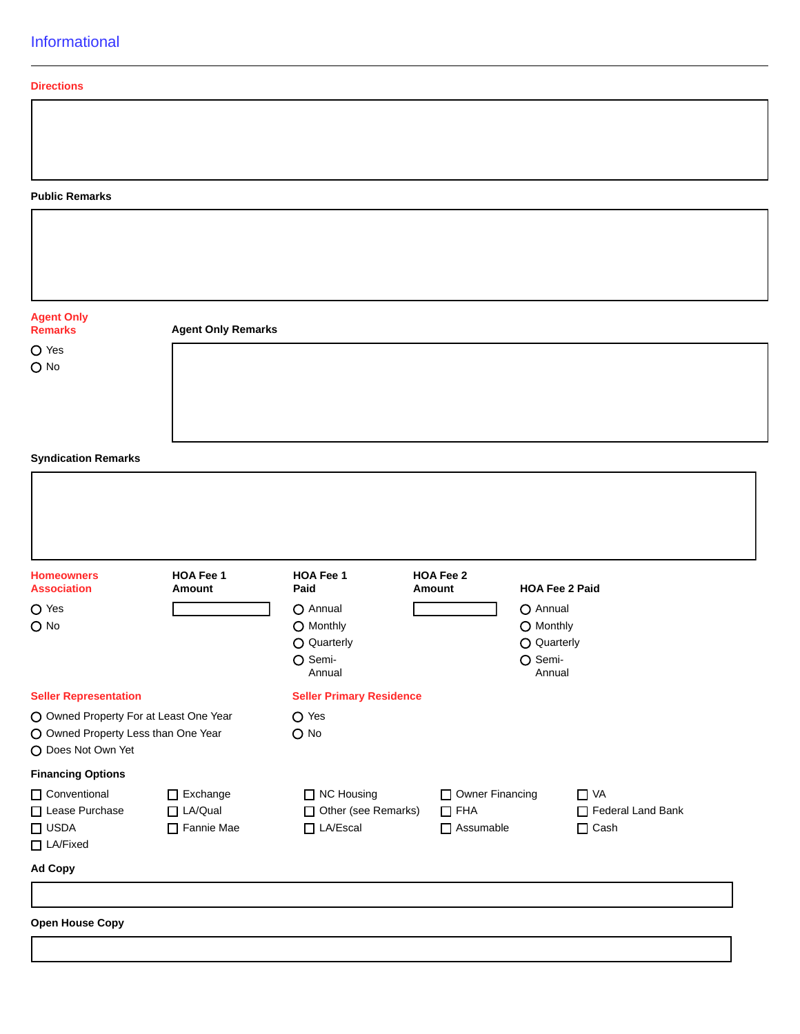## Informational

**Directions**

**Public Remarks**

**Agent Only Remarks**

- ○ Yes
- ○ No

**Agent Only Remarks**

**Syndication Remarks**

**Homeowners Association**

- ○ Yes
- ○ No

**HOA Fee 1 Amount**

**HOA Fee 1 Paid**

- ○ Annual
- ○ Monthly
- ○ Quarterly
- ○ Semi-Annual

**HOA Fee 2 Amount**

**HOA Fee 2 Paid**

- ○ Annual
- ○ Monthly
- ○ Quarterly
- ○ Semi-Annual

**Seller Representation**

- ○ Owned Property For at Least One Year
- ○ Owned Property Less than One Year
- ○ Does Not Own Yet

**Seller Primary Residence**

- ○ Yes
- ○ No

**Financing Options**

- ☐ Conventional
- ☐ Lease Purchase
- ☐ USDA
- ☐ LA/Fixed
- ☐ Exchange
- ☐ LA/Qual
- ☐ Fannie Mae
- ☐ NC Housing
- ☐ Other (see Remarks)
- ☐ LA/Escal
- ☐ Owner Financing
- ☐ FHA
- ☐ Assumable
- ☐ VA
- ☐ Federal Land Bank
- ☐ Cash

**Ad Copy**

**Open House Copy**